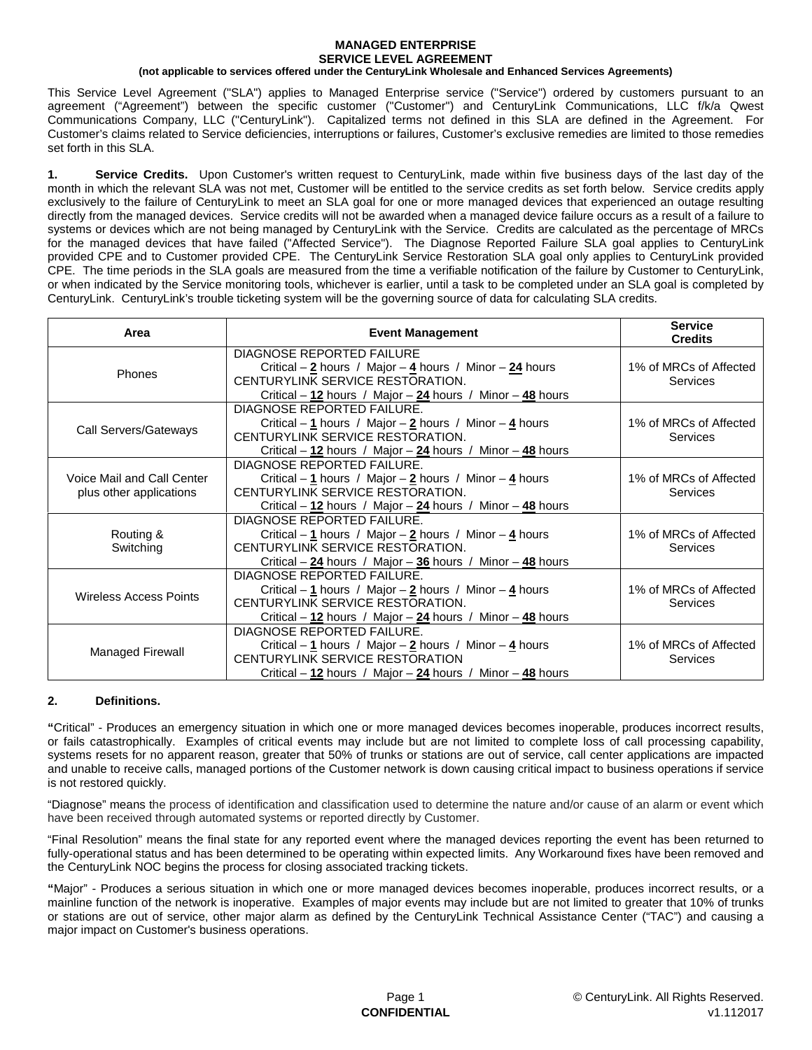# MANAGED ENTERPRISE SERVICE LEVEL AGREEMENT

**(not applicable to services offered under the CenturyLink Wholesale and Enhanced Services Agreements)**

This Service Level Agreement ("SLA") applies to Managed Enterprise service ("Service") ordered by customers pursuant to an agreement ("Agreement") between the specific customer ("Customer") and CenturyLink Communications, LLC f/k/a Qwest Communications Company, LLC ("CenturyLink"). Capitalized terms not defined in this SLA are defined in the Agreement. For Customer's claims related to Service deficiencies, interruptions or failures, Customer's exclusive remedies are limited to those remedies set forth in this SLA.

**1. Service Credits.** Upon Customer's written request to CenturyLink, made within five business days of the last day of the month in which the relevant SLA was not met, Customer will be entitled to the service credits as set forth below. Service credits apply exclusively to the failure of CenturyLink to meet an SLA goal for one or more managed devices that experienced an outage resulting directly from the managed devices. Service credits will not be awarded when a managed device failure occurs as a result of a failure to systems or devices which are not being managed by CenturyLink with the Service. Credits are calculated as the percentage of MRCs for the managed devices that have failed ("Affected Service"). The Diagnose Reported Failure SLA goal applies to CenturyLink provided CPE and to Customer provided CPE. The CenturyLink Service Restoration SLA goal only applies to CenturyLink provided CPE. The time periods in the SLA goals are measured from the time a verifiable notification of the failure by Customer to CenturyLink, or when indicated by the Service monitoring tools, whichever is earlier, until a task to be completed under an SLA goal is completed by CenturyLink. CenturyLink's trouble ticketing system will be the governing source of data for calculating SLA credits.

| Area | Event Management | Service Credits |
|---|---|---|
| Phones | DIAGNOSE REPORTED FAILURE<br>Critical – **2** hours / Major – **4** hours / Minor – **24** hours<br>CENTURYLINK SERVICE RESTORATION.<br>Critical – **12** hours / Major – **24** hours / Minor – **48** hours | 1% of MRCs of Affected Services |
| Call Servers/Gateways | DIAGNOSE REPORTED FAILURE.<br>Critical – **1** hours / Major – **2** hours / Minor – **4** hours<br>CENTURYLINK SERVICE RESTORATION.<br>Critical – **12** hours / Major – **24** hours / Minor – **48** hours | 1% of MRCs of Affected Services |
| Voice Mail and Call Center plus other applications | DIAGNOSE REPORTED FAILURE.<br>Critical – **1** hours / Major – **2** hours / Minor – **4** hours<br>CENTURYLINK SERVICE RESTORATION.<br>Critical – **12** hours / Major – **24** hours / Minor – **48** hours | 1% of MRCs of Affected Services |
| Routing & Switching | DIAGNOSE REPORTED FAILURE.<br>Critical – **1** hours / Major – **2** hours / Minor – **4** hours<br>CENTURYLINK SERVICE RESTORATION.<br>Critical – **24** hours / Major – **36** hours / Minor – **48** hours | 1% of MRCs of Affected Services |
| Wireless Access Points | DIAGNOSE REPORTED FAILURE.<br>Critical – **1** hours / Major – **2** hours / Minor – **4** hours<br>CENTURYLINK SERVICE RESTORATION.<br>Critical – **12** hours / Major – **24** hours / Minor – **48** hours | 1% of MRCs of Affected Services |
| Managed Firewall | DIAGNOSE REPORTED FAILURE.<br>Critical – **1** hours / Major – **2** hours / Minor – **4** hours<br>CENTURYLINK SERVICE RESTORATION<br>Critical – **12** hours / Major – **24** hours / Minor – **48** hours | 1% of MRCs of Affected Services |

**2. Definitions.**

"Critical" - Produces an emergency situation in which one or more managed devices becomes inoperable, produces incorrect results, or fails catastrophically. Examples of critical events may include but are not limited to complete loss of call processing capability, systems resets for no apparent reason, greater that 50% of trunks or stations are out of service, call center applications are impacted and unable to receive calls, managed portions of the Customer network is down causing critical impact to business operations if service is not restored quickly.

"Diagnose" means the process of identification and classification used to determine the nature and/or cause of an alarm or event which have been received through automated systems or reported directly by Customer.

"Final Resolution" means the final state for any reported event where the managed devices reporting the event has been returned to fully-operational status and has been determined to be operating within expected limits. Any Workaround fixes have been removed and the CenturyLink NOC begins the process for closing associated tracking tickets.

"Major" - Produces a serious situation in which one or more managed devices becomes inoperable, produces incorrect results, or a mainline function of the network is inoperative. Examples of major events may include but are not limited to greater that 10% of trunks or stations are out of service, other major alarm as defined by the CenturyLink Technical Assistance Center ("TAC") and causing a major impact on Customer's business operations.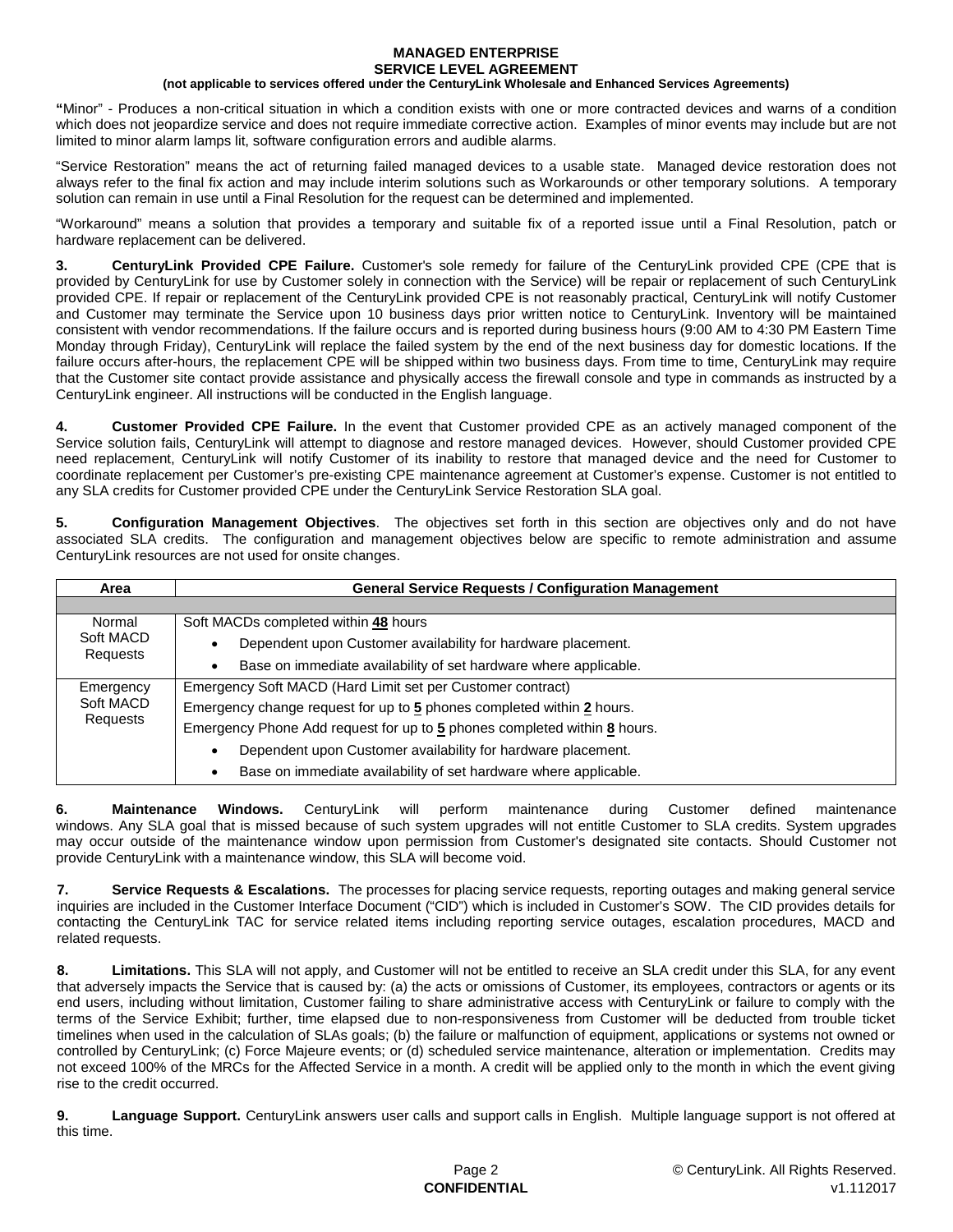"Minor" - Produces a non-critical situation in which a condition exists with one or more contracted devices and warns of a condition which does not jeopardize service and does not require immediate corrective action. Examples of minor events may include but are not limited to minor alarm lamps lit, software configuration errors and audible alarms.

"Service Restoration" means the act of returning failed managed devices to a usable state. Managed device restoration does not always refer to the final fix action and may include interim solutions such as Workarounds or other temporary solutions. A temporary solution can remain in use until a Final Resolution for the request can be determined and implemented.

"Workaround" means a solution that provides a temporary and suitable fix of a reported issue until a Final Resolution, patch or hardware replacement can be delivered.

**3. CenturyLink Provided CPE Failure.** Customer's sole remedy for failure of the CenturyLink provided CPE (CPE that is provided by CenturyLink for use by Customer solely in connection with the Service) will be repair or replacement of such CenturyLink provided CPE. If repair or replacement of the CenturyLink provided CPE is not reasonably practical, CenturyLink will notify Customer and Customer may terminate the Service upon 10 business days prior written notice to CenturyLink. Inventory will be maintained consistent with vendor recommendations. If the failure occurs and is reported during business hours (9:00 AM to 4:30 PM Eastern Time Monday through Friday), CenturyLink will replace the failed system by the end of the next business day for domestic locations. If the failure occurs after-hours, the replacement CPE will be shipped within two business days. From time to time, CenturyLink may require that the Customer site contact provide assistance and physically access the firewall console and type in commands as instructed by a CenturyLink engineer. All instructions will be conducted in the English language.

**4. Customer Provided CPE Failure.** In the event that Customer provided CPE as an actively managed component of the Service solution fails, CenturyLink will attempt to diagnose and restore managed devices. However, should Customer provided CPE need replacement, CenturyLink will notify Customer of its inability to restore that managed device and the need for Customer to coordinate replacement per Customer's pre-existing CPE maintenance agreement at Customer's expense. Customer is not entitled to any SLA credits for Customer provided CPE under the CenturyLink Service Restoration SLA goal.

**5. Configuration Management Objectives**. The objectives set forth in this section are objectives only and do not have associated SLA credits. The configuration and management objectives below are specific to remote administration and assume CenturyLink resources are not used for onsite changes.

| Area | General Service Requests / Configuration Management |
|---|---|
| Normal Soft MACD Requests | Soft MACDs completed within **48** hours<br>• Dependent upon Customer availability for hardware placement.<br>• Base on immediate availability of set hardware where applicable. |
| Emergency Soft MACD Requests | Emergency Soft MACD (Hard Limit set per Customer contract)<br>Emergency change request for up to **5** phones completed within **2** hours.<br>Emergency Phone Add request for up to **5** phones completed within **8** hours.<br>• Dependent upon Customer availability for hardware placement.<br>• Base on immediate availability of set hardware where applicable. |

**6. Maintenance Windows.** CenturyLink will perform maintenance during Customer defined maintenance windows. Any SLA goal that is missed because of such system upgrades will not entitle Customer to SLA credits. System upgrades may occur outside of the maintenance window upon permission from Customer's designated site contacts. Should Customer not provide CenturyLink with a maintenance window, this SLA will become void.

**7. Service Requests & Escalations.** The processes for placing service requests, reporting outages and making general service inquiries are included in the Customer Interface Document ("CID") which is included in Customer's SOW. The CID provides details for contacting the CenturyLink TAC for service related items including reporting service outages, escalation procedures, MACD and related requests.

**8. Limitations.** This SLA will not apply, and Customer will not be entitled to receive an SLA credit under this SLA, for any event that adversely impacts the Service that is caused by: (a) the acts or omissions of Customer, its employees, contractors or agents or its end users, including without limitation, Customer failing to share administrative access with CenturyLink or failure to comply with the terms of the Service Exhibit; further, time elapsed due to non-responsiveness from Customer will be deducted from trouble ticket timelines when used in the calculation of SLAs goals; (b) the failure or malfunction of equipment, applications or systems not owned or controlled by CenturyLink; (c) Force Majeure events; or (d) scheduled service maintenance, alteration or implementation. Credits may not exceed 100% of the MRCs for the Affected Service in a month. A credit will be applied only to the month in which the event giving rise to the credit occurred.

**9. Language Support.** CenturyLink answers user calls and support calls in English. Multiple language support is not offered at this time.